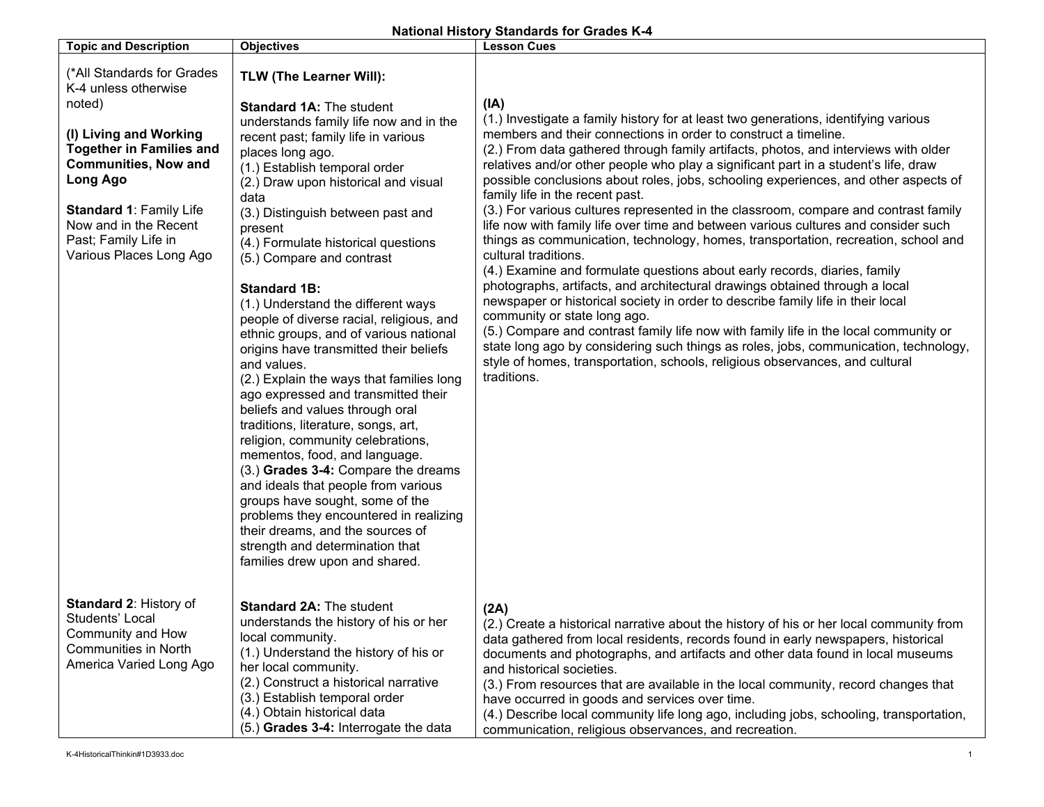**National History Standards for Grades K-4**

| Topic and Description | Objectives | Lesson Cues |
|---|---|---|
| (*All Standards for Grades K-4 unless otherwise noted)<br><br>**(I) Living and Working Together in Families and Communities, Now and Long Ago**<br><br>**Standard 1**: Family Life Now and in the Recent Past; Family Life in Various Places Long Ago | **TLW (The Learner Will):**<br><br>**Standard 1A:** The student understands family life now and in the recent past; family life in various places long ago.<br>(1.) Establish temporal order<br>(2.) Draw upon historical and visual data<br>(3.) Distinguish between past and present<br>(4.) Formulate historical questions<br>(5.) Compare and contrast<br><br>**Standard 1B:**<br>(1.) Understand the different ways people of diverse racial, religious, and ethnic groups, and of various national origins have transmitted their beliefs and values.<br>(2.) Explain the ways that families long ago expressed and transmitted their beliefs and values through oral traditions, literature, songs, art, religion, community celebrations, mementos, food, and language.<br>(3.) **Grades 3-4:** Compare the dreams and ideals that people from various groups have sought, some of the problems they encountered in realizing their dreams, and the sources of strength and determination that families drew upon and shared. | **(IA)**<br>(1.) Investigate a family history for at least two generations, identifying various members and their connections in order to construct a timeline.<br>(2.) From data gathered through family artifacts, photos, and interviews with older relatives and/or other people who play a significant part in a student's life, draw possible conclusions about roles, jobs, schooling experiences, and other aspects of family life in the recent past.<br>(3.) For various cultures represented in the classroom, compare and contrast family life now with family life over time and between various cultures and consider such things as communication, technology, homes, transportation, recreation, school and cultural traditions.<br>(4.) Examine and formulate questions about early records, diaries, family photographs, artifacts, and architectural drawings obtained through a local newspaper or historical society in order to describe family life in their local community or state long ago.<br>(5.) Compare and contrast family life now with family life in the local community or state long ago by considering such things as roles, jobs, communication, technology, style of homes, transportation, schools, religious observances, and cultural traditions. |
| **Standard 2**: History of Students' Local Community and How Communities in North America Varied Long Ago | **Standard 2A:** The student understands the history of his or her local community.<br>(1.) Understand the history of his or her local community.<br>(2.) Construct a historical narrative<br>(3.) Establish temporal order<br>(4.) Obtain historical data<br>(5.) **Grades 3-4:** Interrogate the data | **(2A)**<br>(2.) Create a historical narrative about the history of his or her local community from data gathered from local residents, records found in early newspapers, historical documents and photographs, and artifacts and other data found in local museums and historical societies.<br>(3.) From resources that are available in the local community, record changes that have occurred in goods and services over time.<br>(4.) Describe local community life long ago, including jobs, schooling, transportation, communication, religious observances, and recreation. |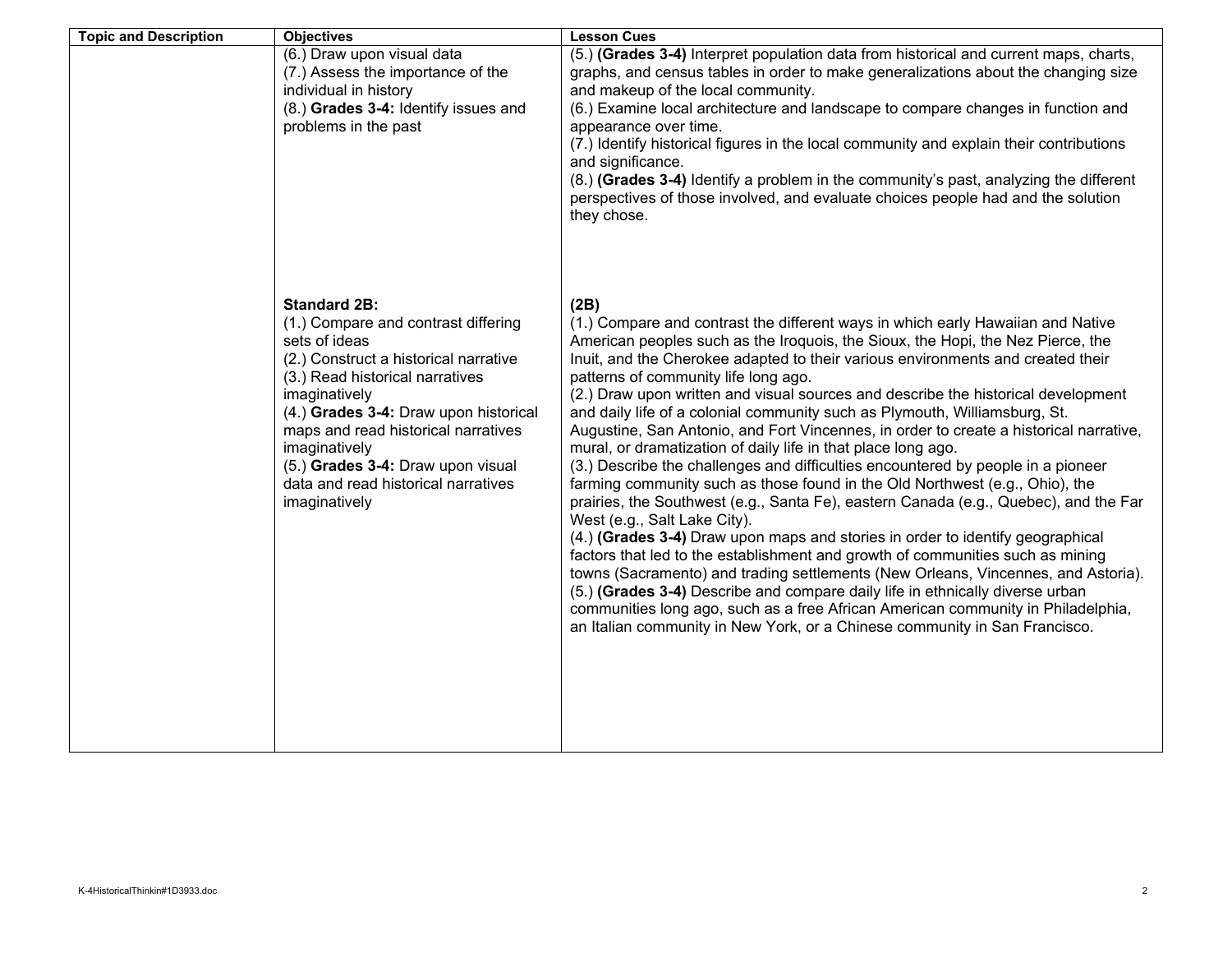| Topic and Description | Objectives | Lesson Cues |
| --- | --- | --- |
| | (6.) Draw upon visual data<br>(7.) Assess the importance of the individual in history<br>(8.) **Grades 3-4:** Identify issues and problems in the past | (5.) **(Grades 3-4)** Interpret population data from historical and current maps, charts, graphs, and census tables in order to make generalizations about the changing size and makeup of the local community.<br>(6.) Examine local architecture and landscape to compare changes in function and appearance over time.<br>(7.) Identify historical figures in the local community and explain their contributions and significance.<br>(8.) **(Grades 3-4)** Identify a problem in the community's past, analyzing the different perspectives of those involved, and evaluate choices people had and the solution they chose. |
| | **Standard 2B:**<br>(1.) Compare and contrast differing sets of ideas<br>(2.) Construct a historical narrative<br>(3.) Read historical narratives imaginatively<br>(4.) **Grades 3-4:** Draw upon historical maps and read historical narratives imaginatively<br>(5.) **Grades 3-4:** Draw upon visual data and read historical narratives imaginatively | **(2B)**<br>(1.) Compare and contrast the different ways in which early Hawaiian and Native American peoples such as the Iroquois, the Sioux, the Hopi, the Nez Pierce, the Inuit, and the Cherokee adapted to their various environments and created their patterns of community life long ago.<br>(2.) Draw upon written and visual sources and describe the historical development and daily life of a colonial community such as Plymouth, Williamsburg, St. Augustine, San Antonio, and Fort Vincennes, in order to create a historical narrative, mural, or dramatization of daily life in that place long ago.<br>(3.) Describe the challenges and difficulties encountered by people in a pioneer farming community such as those found in the Old Northwest (e.g., Ohio), the prairies, the Southwest (e.g., Santa Fe), eastern Canada (e.g., Quebec), and the Far West (e.g., Salt Lake City).<br>(4.) **(Grades 3-4)** Draw upon maps and stories in order to identify geographical factors that led to the establishment and growth of communities such as mining towns (Sacramento) and trading settlements (New Orleans, Vincennes, and Astoria).<br>(5.) **(Grades 3-4)** Describe and compare daily life in ethnically diverse urban communities long ago, such as a free African American community in Philadelphia, an Italian community in New York, or a Chinese community in San Francisco. |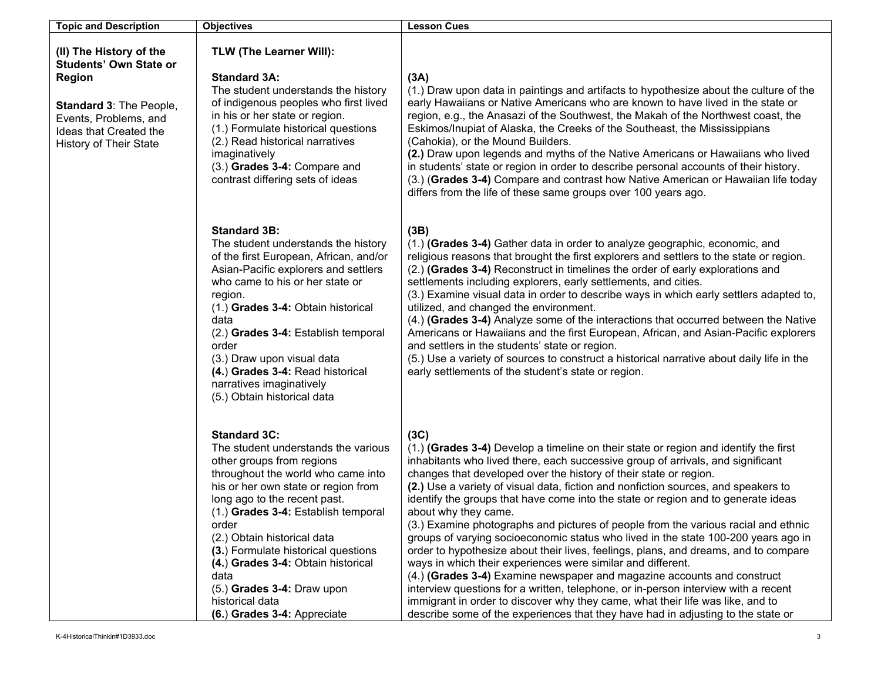| Topic and Description | Objectives | Lesson Cues |
|---|---|---|
| **(II) The History of the Students' Own State or Region**<br><br>**Standard 3**: The People, Events, Problems, and Ideas that Created the History of Their State | **TLW (The Learner Will):**<br><br>**Standard 3A:**<br>The student understands the history of indigenous peoples who first lived in his or her state or region.<br>(1.) Formulate historical questions<br>(2.) Read historical narratives imaginatively<br>(3.) **Grades 3-4:** Compare and contrast differing sets of ideas | **(3A)**<br>(1.) Draw upon data in paintings and artifacts to hypothesize about the culture of the early Hawaiians or Native Americans who are known to have lived in the state or region, e.g., the Anasazi of the Southwest, the Makah of the Northwest coast, the Eskimos/Inupiat of Alaska, the Creeks of the Southeast, the Mississippians (Cahokia), or the Mound Builders.<br>**(2.)** Draw upon legends and myths of the Native Americans or Hawaiians who lived in students' state or region in order to describe personal accounts of their history.<br>(3.) (**Grades 3-4)** Compare and contrast how Native American or Hawaiian life today differs from the life of these same groups over 100 years ago. |
| | **Standard 3B:**<br>The student understands the history of the first European, African, and/or Asian-Pacific explorers and settlers who came to his or her state or region.<br>(1.) **Grades 3-4:** Obtain historical data<br>(2.) **Grades 3-4:** Establish temporal order<br>(3.) Draw upon visual data<br>**(4.**) **Grades 3-4:** Read historical narratives imaginatively<br>(5.) Obtain historical data | **(3B)**<br>(1.) **(Grades 3-4)** Gather data in order to analyze geographic, economic, and religious reasons that brought the first explorers and settlers to the state or region.<br>(2.) **(Grades 3-4)** Reconstruct in timelines the order of early explorations and settlements including explorers, early settlements, and cities.<br>(3.) Examine visual data in order to describe ways in which early settlers adapted to, utilized, and changed the environment.<br>(4.) **(Grades 3-4)** Analyze some of the interactions that occurred between the Native Americans or Hawaiians and the first European, African, and Asian-Pacific explorers and settlers in the students' state or region.<br>(5.) Use a variety of sources to construct a historical narrative about daily life in the early settlements of the student's state or region. |
| | **Standard 3C:**<br>The student understands the various other groups from regions throughout the world who came into his or her own state or region from long ago to the recent past.<br>(1.) **Grades 3-4:** Establish temporal order<br>(2.) Obtain historical data<br>**(3.**) Formulate historical questions<br>**(4.**) **Grades 3-4:** Obtain historical data<br>(5.) **Grades 3-4:** Draw upon historical data<br>**(6.**) **Grades 3-4:** Appreciate | **(3C)**<br>(1.) **(Grades 3-4)** Develop a timeline on their state or region and identify the first inhabitants who lived there, each successive group of arrivals, and significant changes that developed over the history of their state or region.<br>**(2.)** Use a variety of visual data, fiction and nonfiction sources, and speakers to identify the groups that have come into the state or region and to generate ideas about why they came.<br>(3.) Examine photographs and pictures of people from the various racial and ethnic groups of varying socioeconomic status who lived in the state 100-200 years ago in order to hypothesize about their lives, feelings, plans, and dreams, and to compare ways in which their experiences were similar and different.<br>(4.) **(Grades 3-4)** Examine newspaper and magazine accounts and construct interview questions for a written, telephone, or in-person interview with a recent immigrant in order to discover why they came, what their life was like, and to describe some of the experiences that they have had in adjusting to the state or |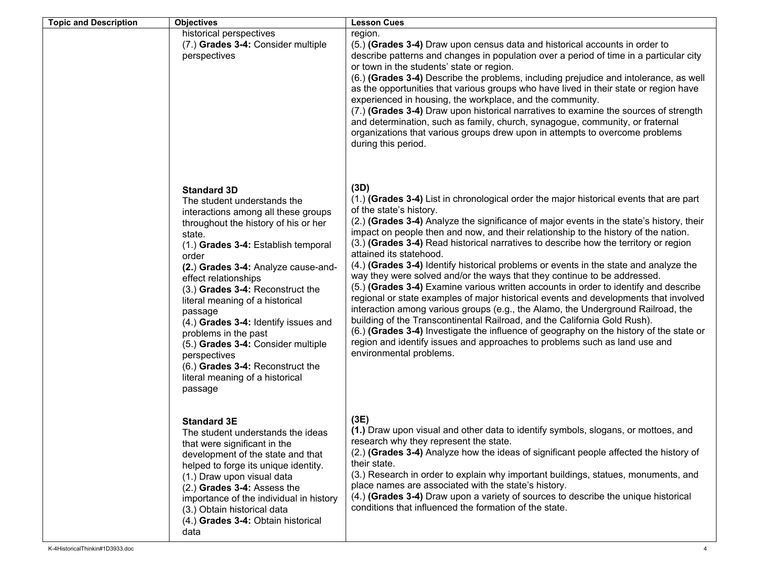| Topic and Description | Objectives | Lesson Cues |
|---|---|---|
| | historical perspectives<br>(7.) **Grades 3-4:** Consider multiple perspectives | region.<br>(5.) **(Grades 3-4)** Draw upon census data and historical accounts in order to describe patterns and changes in population over a period of time in a particular city or town in the students' state or region.<br>(6.) **(Grades 3-4)** Describe the problems, including prejudice and intolerance, as well as the opportunities that various groups who have lived in their state or region have experienced in housing, the workplace, and the community.<br>(7.) **(Grades 3-4)** Draw upon historical narratives to examine the sources of strength and determination, such as family, church, synagogue, community, or fraternal organizations that various groups drew upon in attempts to overcome problems during this period. |
| | **Standard 3D**<br>The student understands the interactions among all these groups throughout the history of his or her state.<br>(1.) **Grades 3-4:** Establish temporal order<br>**(2.**) **Grades 3-4:** Analyze cause-and-effect relationships<br>(3.) **Grades 3-4:** Reconstruct the literal meaning of a historical passage<br>(4.) **Grades 3-4:** Identify issues and problems in the past<br>(5.) **Grades 3-4:** Consider multiple perspectives<br>(6.) **Grades 3-4:** Reconstruct the literal meaning of a historical passage | **(3D)**<br>(1.) **(Grades 3-4)** List in chronological order the major historical events that are part of the state's history.<br>(2.) **(Grades 3-4)** Analyze the significance of major events in the state's history, their impact on people then and now, and their relationship to the history of the nation.<br>(3.) **(Grades 3-4)** Read historical narratives to describe how the territory or region attained its statehood.<br>(4.) **(Grades 3-4)** Identify historical problems or events in the state and analyze the way they were solved and/or the ways that they continue to be addressed.<br>(5.) **(Grades 3-4)** Examine various written accounts in order to identify and describe regional or state examples of major historical events and developments that involved interaction among various groups (e.g., the Alamo, the Underground Railroad, the building of the Transcontinental Railroad, and the California Gold Rush).<br>(6.) **(Grades 3-4)** Investigate the influence of geography on the history of the state or region and identify issues and approaches to problems such as land use and environmental problems. |
| | **Standard 3E**<br>The student understands the ideas that were significant in the development of the state and that helped to forge its unique identity.<br>(1.) Draw upon visual data<br>(2.) **Grades 3-4:** Assess the importance of the individual in history<br>(3.) Obtain historical data<br>(4.) **Grades 3-4:** Obtain historical data | **(3E)**<br>**(1.)** Draw upon visual and other data to identify symbols, slogans, or mottoes, and research why they represent the state.<br>(2.) **(Grades 3-4)** Analyze how the ideas of significant people affected the history of their state.<br>(3.) Research in order to explain why important buildings, statues, monuments, and place names are associated with the state's history.<br>(4.) **(Grades 3-4)** Draw upon a variety of sources to describe the unique historical conditions that influenced the formation of the state. |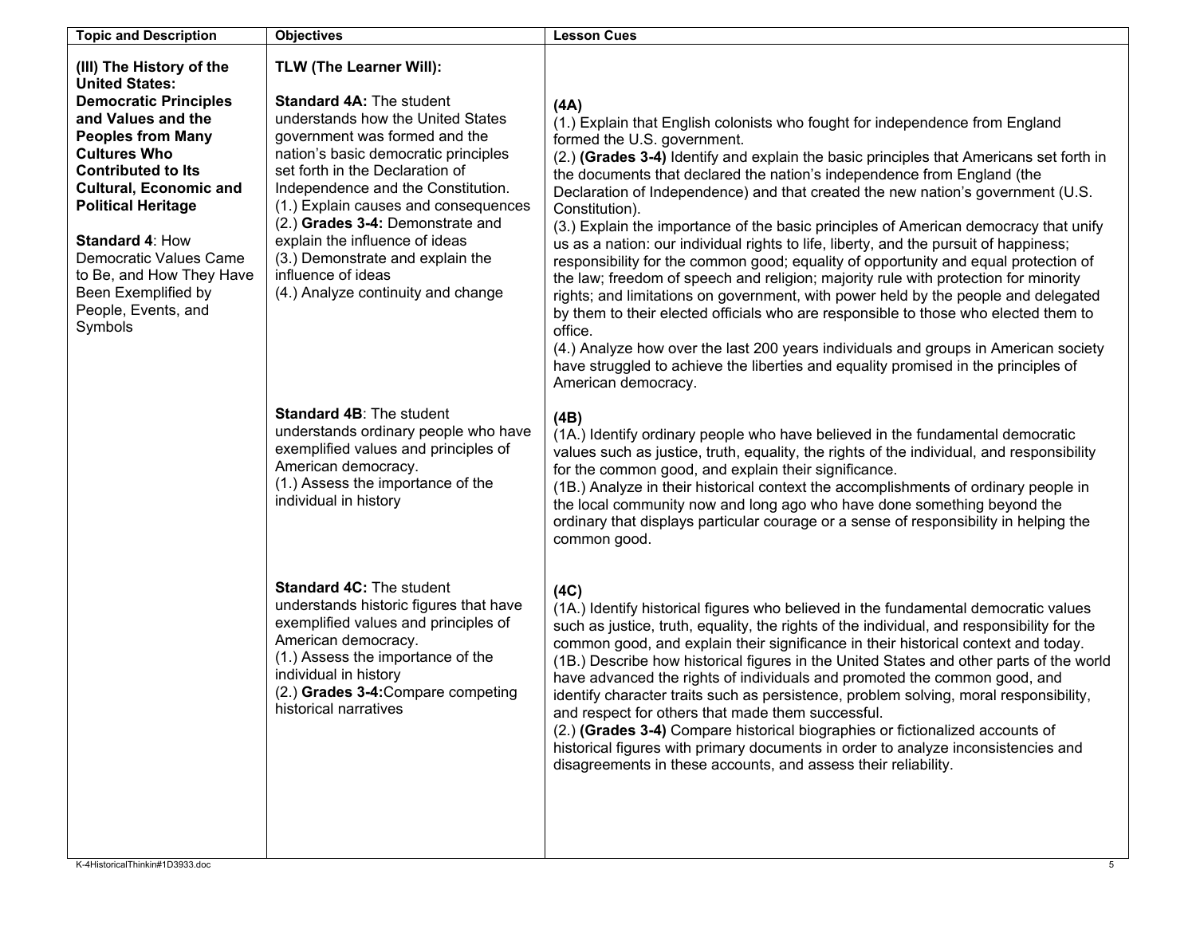| Topic and Description | Objectives | Lesson Cues |
| --- | --- | --- |
| **(III) The History of the United States: Democratic Principles and Values and the Peoples from Many Cultures Who Contributed to Its Cultural, Economic and Political Heritage**<br><br>**Standard 4**: How Democratic Values Came to Be, and How They Have Been Exemplified by People, Events, and Symbols | **TLW (The Learner Will):**<br><br>**Standard 4A:** The student understands how the United States government was formed and the nation's basic democratic principles set forth in the Declaration of Independence and the Constitution.<br>(1.) Explain causes and consequences<br>(2.) **Grades 3-4:** Demonstrate and explain the influence of ideas<br>(3.) Demonstrate and explain the influence of ideas<br>(4.) Analyze continuity and change | **(4A)**<br>(1.) Explain that English colonists who fought for independence from England formed the U.S. government.<br>(2.) **(Grades 3-4)** Identify and explain the basic principles that Americans set forth in the documents that declared the nation's independence from England (the Declaration of Independence) and that created the new nation's government (U.S. Constitution).<br>(3.) Explain the importance of the basic principles of American democracy that unify us as a nation: our individual rights to life, liberty, and the pursuit of happiness; responsibility for the common good; equality of opportunity and equal protection of the law; freedom of speech and religion; majority rule with protection for minority rights; and limitations on government, with power held by the people and delegated by them to their elected officials who are responsible to those who elected them to office.<br>(4.) Analyze how over the last 200 years individuals and groups in American society have struggled to achieve the liberties and equality promised in the principles of American democracy. |
| | **Standard 4B**: The student understands ordinary people who have exemplified values and principles of American democracy.<br>(1.) Assess the importance of the individual in history | **(4B)**<br>(1A.) Identify ordinary people who have believed in the fundamental democratic values such as justice, truth, equality, the rights of the individual, and responsibility for the common good, and explain their significance.<br>(1B.) Analyze in their historical context the accomplishments of ordinary people in the local community now and long ago who have done something beyond the ordinary that displays particular courage or a sense of responsibility in helping the common good. |
| | **Standard 4C:** The student understands historic figures that have exemplified values and principles of American democracy.<br>(1.) Assess the importance of the individual in history<br>(2.) **Grades 3-4:** Compare competing historical narratives | **(4C)**<br>(1A.) Identify historical figures who believed in the fundamental democratic values such as justice, truth, equality, the rights of the individual, and responsibility for the common good, and explain their significance in their historical context and today.<br>(1B.) Describe how historical figures in the United States and other parts of the world have advanced the rights of individuals and promoted the common good, and identify character traits such as persistence, problem solving, moral responsibility, and respect for others that made them successful.<br>(2.) **(Grades 3-4)** Compare historical biographies or fictionalized accounts of historical figures with primary documents in order to analyze inconsistencies and disagreements in these accounts, and assess their reliability. |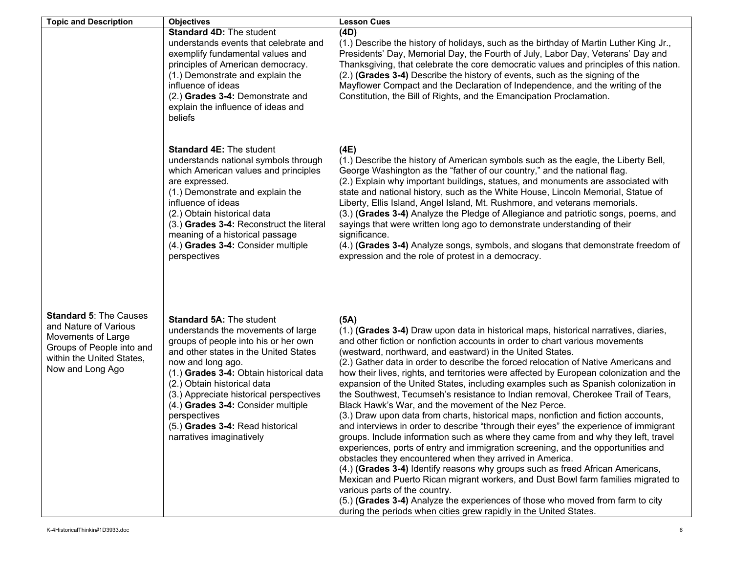| Topic and Description | Objectives | Lesson Cues |
|---|---|---|
| | **Standard 4D:** The student understands events that celebrate and exemplify fundamental values and principles of American democracy.<br>(1.) Demonstrate and explain the influence of ideas<br>(2.) **Grades 3-4:** Demonstrate and explain the influence of ideas and beliefs | **(4D)**<br>(1.) Describe the history of holidays, such as the birthday of Martin Luther King Jr., Presidents' Day, Memorial Day, the Fourth of July, Labor Day, Veterans' Day and Thanksgiving, that celebrate the core democratic values and principles of this nation.<br>(2.) **(Grades 3-4)** Describe the history of events, such as the signing of the Mayflower Compact and the Declaration of Independence, and the writing of the Constitution, the Bill of Rights, and the Emancipation Proclamation. |
| | **Standard 4E:** The student understands national symbols through which American values and principles are expressed.<br>(1.) Demonstrate and explain the influence of ideas<br>(2.) Obtain historical data<br>(3.) **Grades 3-4:** Reconstruct the literal meaning of a historical passage<br>(4.) **Grades 3-4:** Consider multiple perspectives | **(4E)**<br>(1.) Describe the history of American symbols such as the eagle, the Liberty Bell, George Washington as the "father of our country," and the national flag.<br>(2.) Explain why important buildings, statues, and monuments are associated with state and national history, such as the White House, Lincoln Memorial, Statue of Liberty, Ellis Island, Angel Island, Mt. Rushmore, and veterans memorials.<br>(3.) **(Grades 3-4)** Analyze the Pledge of Allegiance and patriotic songs, poems, and sayings that were written long ago to demonstrate understanding of their significance.<br>(4.) **(Grades 3-4)** Analyze songs, symbols, and slogans that demonstrate freedom of expression and the role of protest in a democracy. |
| **Standard 5**: The Causes and Nature of Various Movements of Large Groups of People into and within the United States, Now and Long Ago | **Standard 5A:** The student understands the movements of large groups of people into his or her own and other states in the United States now and long ago.<br>(1.) **Grades 3-4:** Obtain historical data<br>(2.) Obtain historical data<br>(3.) Appreciate historical perspectives<br>(4.) **Grades 3-4:** Consider multiple perspectives<br>(5.) **Grades 3-4:** Read historical narratives imaginatively | **(5A)**<br>(1.) **(Grades 3-4)** Draw upon data in historical maps, historical narratives, diaries, and other fiction or nonfiction accounts in order to chart various movements (westward, northward, and eastward) in the United States.<br>(2.) Gather data in order to describe the forced relocation of Native Americans and how their lives, rights, and territories were affected by European colonization and the expansion of the United States, including examples such as Spanish colonization in the Southwest, Tecumseh's resistance to Indian removal, Cherokee Trail of Tears, Black Hawk's War, and the movement of the Nez Perce.<br>(3.) Draw upon data from charts, historical maps, nonfiction and fiction accounts, and interviews in order to describe "through their eyes" the experience of immigrant groups. Include information such as where they came from and why they left, travel experiences, ports of entry and immigration screening, and the opportunities and obstacles they encountered when they arrived in America.<br>(4.) **(Grades 3-4)** Identify reasons why groups such as freed African Americans, Mexican and Puerto Rican migrant workers, and Dust Bowl farm families migrated to various parts of the country.<br>(5.) **(Grades 3-4)** Analyze the experiences of those who moved from farm to city during the periods when cities grew rapidly in the United States. |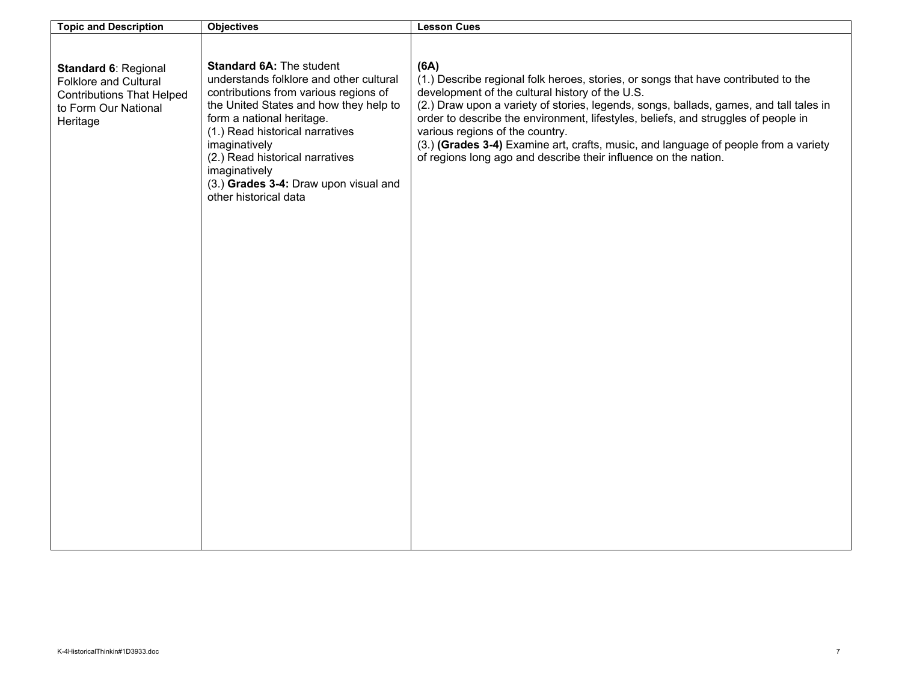| Topic and Description | Objectives | Lesson Cues |
|---|---|---|
| **Standard 6**: Regional Folklore and Cultural Contributions That Helped to Form Our National Heritage | **Standard 6A:** The student understands folklore and other cultural contributions from various regions of the United States and how they help to form a national heritage.<br>(1.) Read historical narratives imaginatively<br>(2.) Read historical narratives imaginatively<br>(3.) **Grades 3-4:** Draw upon visual and other historical data | **(6A)**<br>(1.) Describe regional folk heroes, stories, or songs that have contributed to the development of the cultural history of the U.S.<br>(2.) Draw upon a variety of stories, legends, songs, ballads, games, and tall tales in order to describe the environment, lifestyles, beliefs, and struggles of people in various regions of the country.<br>(3.) **(Grades 3-4)** Examine art, crafts, music, and language of people from a variety of regions long ago and describe their influence on the nation. |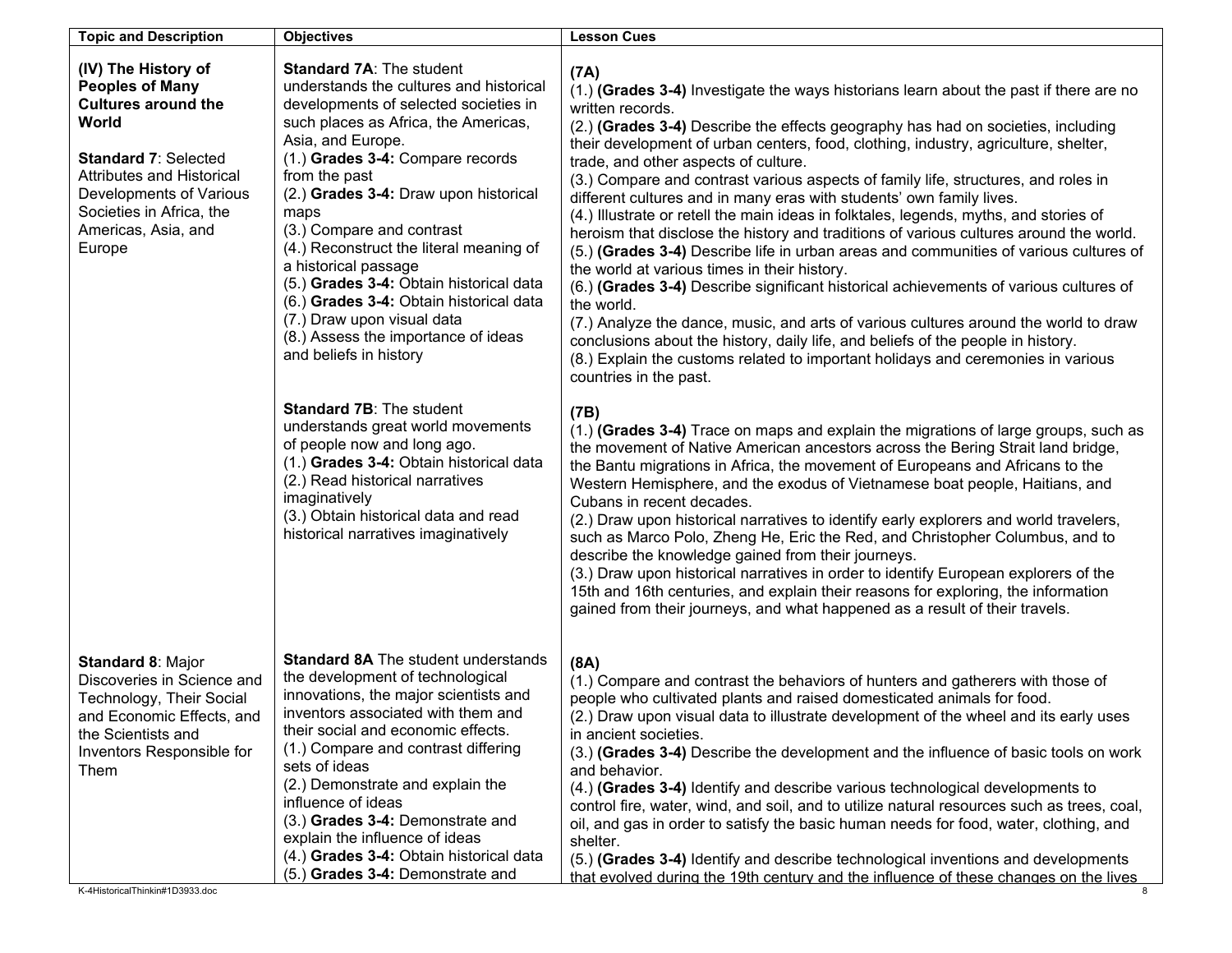| Topic and Description | Objectives | Lesson Cues |
|---|---|---|
| **(IV) The History of Peoples of Many Cultures around the World**<br><br>**Standard 7**: Selected Attributes and Historical Developments of Various Societies in Africa, the Americas, Asia, and Europe | **Standard 7A**: The student understands the cultures and historical developments of selected societies in such places as Africa, the Americas, Asia, and Europe.<br>(1.) **Grades 3-4:** Compare records from the past<br>(2.) **Grades 3-4:** Draw upon historical maps<br>(3.) Compare and contrast<br>(4.) Reconstruct the literal meaning of a historical passage<br>(5.) **Grades 3-4:** Obtain historical data<br>(6.) **Grades 3-4:** Obtain historical data<br>(7.) Draw upon visual data<br>(8.) Assess the importance of ideas and beliefs in history | **(7A)**<br>(1.) **(Grades 3-4)** Investigate the ways historians learn about the past if there are no written records.<br>(2.) **(Grades 3-4)** Describe the effects geography has had on societies, including their development of urban centers, food, clothing, industry, agriculture, shelter, trade, and other aspects of culture.<br>(3.) Compare and contrast various aspects of family life, structures, and roles in different cultures and in many eras with students' own family lives.<br>(4.) Illustrate or retell the main ideas in folktales, legends, myths, and stories of heroism that disclose the history and traditions of various cultures around the world.<br>(5.) **(Grades 3-4)** Describe life in urban areas and communities of various cultures of the world at various times in their history.<br>(6.) **(Grades 3-4)** Describe significant historical achievements of various cultures of the world.<br>(7.) Analyze the dance, music, and arts of various cultures around the world to draw conclusions about the history, daily life, and beliefs of the people in history.<br>(8.) Explain the customs related to important holidays and ceremonies in various countries in the past. |
| | **Standard 7B**: The student understands great world movements of people now and long ago.<br>(1.) **Grades 3-4:** Obtain historical data<br>(2.) Read historical narratives imaginatively<br>(3.) Obtain historical data and read historical narratives imaginatively | **(7B)**<br>(1.) **(Grades 3-4)** Trace on maps and explain the migrations of large groups, such as the movement of Native American ancestors across the Bering Strait land bridge, the Bantu migrations in Africa, the movement of Europeans and Africans to the Western Hemisphere, and the exodus of Vietnamese boat people, Haitians, and Cubans in recent decades.<br>(2.) Draw upon historical narratives to identify early explorers and world travelers, such as Marco Polo, Zheng He, Eric the Red, and Christopher Columbus, and to describe the knowledge gained from their journeys.<br>(3.) Draw upon historical narratives in order to identify European explorers of the 15th and 16th centuries, and explain their reasons for exploring, the information gained from their journeys, and what happened as a result of their travels. |
| **Standard 8**: Major Discoveries in Science and Technology, Their Social and Economic Effects, and the Scientists and Inventors Responsible for Them | **Standard 8A** The student understands the development of technological innovations, the major scientists and inventors associated with them and their social and economic effects.<br>(1.) Compare and contrast differing sets of ideas<br>(2.) Demonstrate and explain the influence of ideas<br>(3.) **Grades 3-4:** Demonstrate and explain the influence of ideas<br>(4.) **Grades 3-4:** Obtain historical data<br>(5.) **Grades 3-4:** Demonstrate and | **(8A)**<br>(1.) Compare and contrast the behaviors of hunters and gatherers with those of people who cultivated plants and raised domesticated animals for food.<br>(2.) Draw upon visual data to illustrate development of the wheel and its early uses in ancient societies.<br>(3.) **(Grades 3-4)** Describe the development and the influence of basic tools on work and behavior.<br>(4.) **(Grades 3-4)** Identify and describe various technological developments to control fire, water, wind, and soil, and to utilize natural resources such as trees, coal, oil, and gas in order to satisfy the basic human needs for food, water, clothing, and shelter.<br>(5.) **(Grades 3-4)** Identify and describe technological inventions and developments that evolved during the 19th century and the influence of these changes on the lives |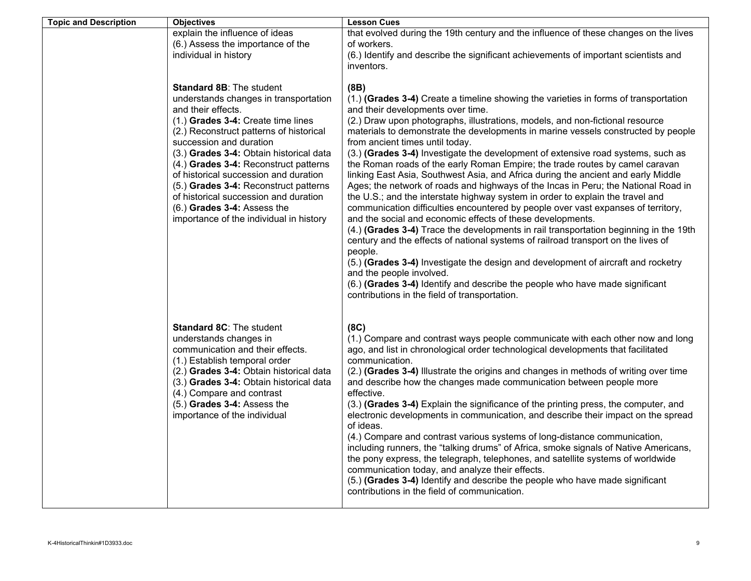| Topic and Description | Objectives | Lesson Cues |
| --- | --- | --- |
| | explain the influence of ideas<br>(6.) Assess the importance of the individual in history | that evolved during the 19th century and the influence of these changes on the lives of workers.<br>(6.) Identify and describe the significant achievements of important scientists and inventors. |
| | **Standard 8B**: The student understands changes in transportation and their effects.<br>(1.) **Grades 3-4:** Create time lines<br>(2.) Reconstruct patterns of historical succession and duration<br>(3.) **Grades 3-4:** Obtain historical data<br>(4.) **Grades 3-4:** Reconstruct patterns of historical succession and duration<br>(5.) **Grades 3-4:** Reconstruct patterns of historical succession and duration<br>(6.) **Grades 3-4:** Assess the importance of the individual in history | **(8B)**<br>(1.) **(Grades 3-4)** Create a timeline showing the varieties in forms of transportation and their developments over time.<br>(2.) Draw upon photographs, illustrations, models, and non-fictional resource materials to demonstrate the developments in marine vessels constructed by people from ancient times until today.<br>(3.) **(Grades 3-4)** Investigate the development of extensive road systems, such as the Roman roads of the early Roman Empire; the trade routes by camel caravan linking East Asia, Southwest Asia, and Africa during the ancient and early Middle Ages; the network of roads and highways of the Incas in Peru; the National Road in the U.S.; and the interstate highway system in order to explain the travel and communication difficulties encountered by people over vast expanses of territory, and the social and economic effects of these developments.<br>(4.) **(Grades 3-4)** Trace the developments in rail transportation beginning in the 19th century and the effects of national systems of railroad transport on the lives of people.<br>(5.) **(Grades 3-4)** Investigate the design and development of aircraft and rocketry and the people involved.<br>(6.) **(Grades 3-4)** Identify and describe the people who have made significant contributions in the field of transportation. |
| | **Standard 8C**: The student understands changes in communication and their effects.<br>(1.) Establish temporal order<br>(2.) **Grades 3-4:** Obtain historical data<br>(3.) **Grades 3-4:** Obtain historical data<br>(4.) Compare and contrast<br>(5.) **Grades 3-4:** Assess the importance of the individual | **(8C)**<br>(1.) Compare and contrast ways people communicate with each other now and long ago, and list in chronological order technological developments that facilitated communication.<br>(2.) **(Grades 3-4)** Illustrate the origins and changes in methods of writing over time and describe how the changes made communication between people more effective.<br>(3.) **(Grades 3-4)** Explain the significance of the printing press, the computer, and electronic developments in communication, and describe their impact on the spread of ideas.<br>(4.) Compare and contrast various systems of long-distance communication, including runners, the "talking drums" of Africa, smoke signals of Native Americans, the pony express, the telegraph, telephones, and satellite systems of worldwide communication today, and analyze their effects.<br>(5.) **(Grades 3-4)** Identify and describe the people who have made significant contributions in the field of communication. |